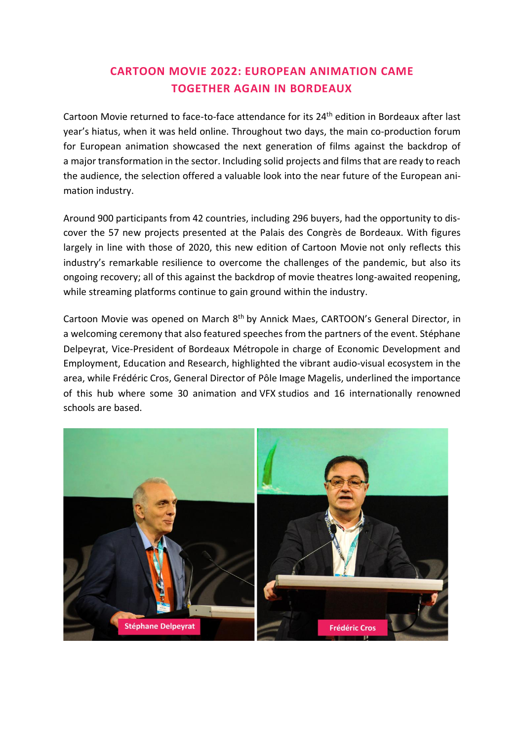# CARTOON MOVIE 2022: EUROPEAN ANIMATION CAME TOGETHER AGAIN IN BORDEAUX

Cartoon Movie returned to face-to-face attendance for its 24th edition in Bordeaux after last year's hiatus, when it was held online. Throughout two days, the main co-production forum for European animation showcased the next generation of films against the backdrop of a major transformation in the sector. Including solid projects and films that are ready to reach the audience, the selection offered a valuable look into the near future of the European animation industry.

Around 900 participants from 42 countries, including 296 buyers, had the opportunity to discover the 57 new projects presented at the Palais des Congrès de Bordeaux. With figures largely in line with those of 2020, this new edition of Cartoon Movie not only reflects this industry's remarkable resilience to overcome the challenges of the pandemic, but also its ongoing recovery; all of this against the backdrop of movie theatres long-awaited reopening, while streaming platforms continue to gain ground within the industry.

Cartoon Movie was opened on March 8th by Annick Maes, CARTOON's General Director, in a welcoming ceremony that also featured speeches from the partners of the event. Stéphane Delpeyrat, Vice-President of Bordeaux Métropole in charge of Economic Development and Employment, Education and Research, highlighted the vibrant audio-visual ecosystem in the area, while Frédéric Cros, General Director of Pôle Image Magelis, underlined the importance of this hub where some 30 animation and VFX studios and 16 internationally renowned schools are based.

Stéphane Delpeyrat

Frédéric Cros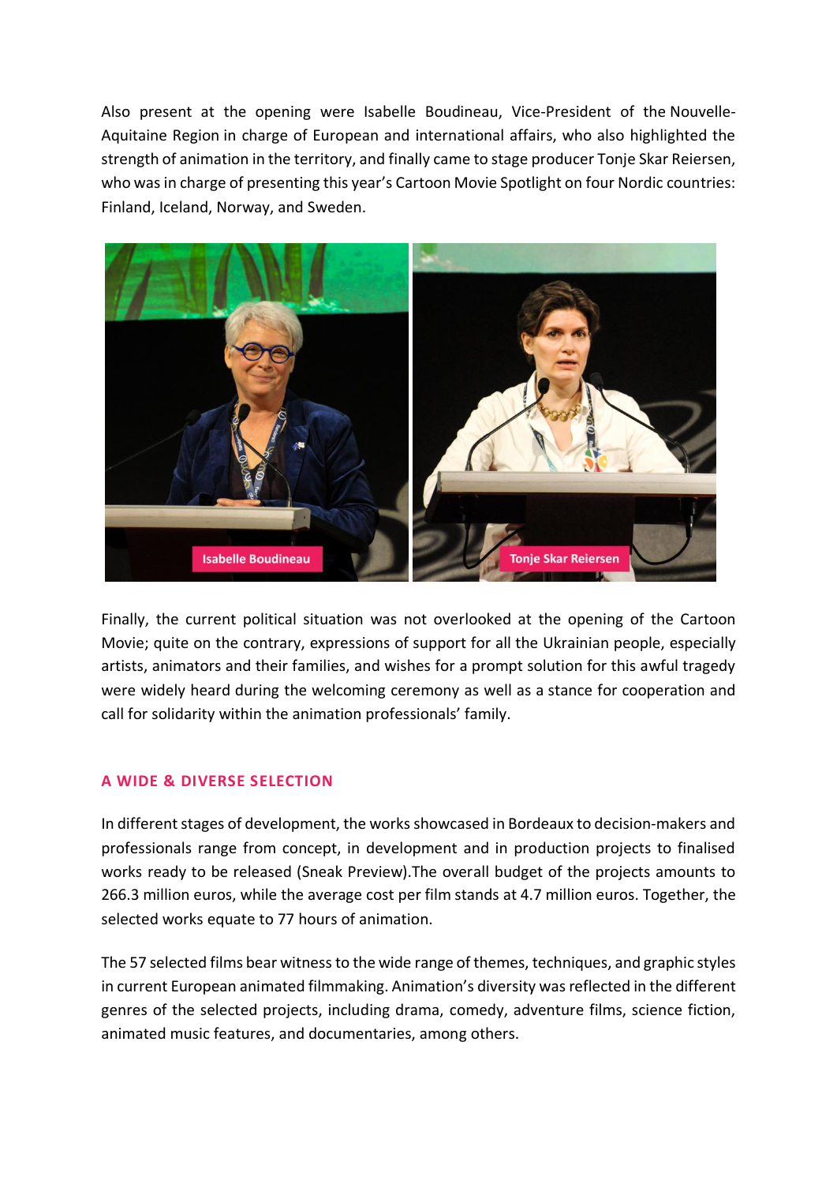Also present at the opening were Isabelle Boudineau, Vice-President of the Nouvelle-Aquitaine Region in charge of European and international affairs, who also highlighted the strength of animation in the territory, and finally came to stage producer Tonje Skar Reiersen, who was in charge of presenting this year's Cartoon Movie Spotlight on four Nordic countries: Finland, Iceland, Norway, and Sweden.

Isabelle Boudineau

Tonje Skar Reiersen

Finally, the current political situation was not overlooked at the opening of the Cartoon Movie; quite on the contrary, expressions of support for all the Ukrainian people, especially artists, animators and their families, and wishes for a prompt solution for this awful tragedy were widely heard during the welcoming ceremony as well as a stance for cooperation and call for solidarity within the animation professionals' family.

## A WIDE & DIVERSE SELECTION

In different stages of development, the works showcased in Bordeaux to decision-makers and professionals range from concept, in development and in production projects to finalised works ready to be released (Sneak Preview).The overall budget of the projects amounts to 266.3 million euros, while the average cost per film stands at 4.7 million euros. Together, the selected works equate to 77 hours of animation.

The 57 selected films bear witness to the wide range of themes, techniques, and graphic styles in current European animated filmmaking. Animation's diversity was reflected in the different genres of the selected projects, including drama, comedy, adventure films, science fiction, animated music features, and documentaries, among others.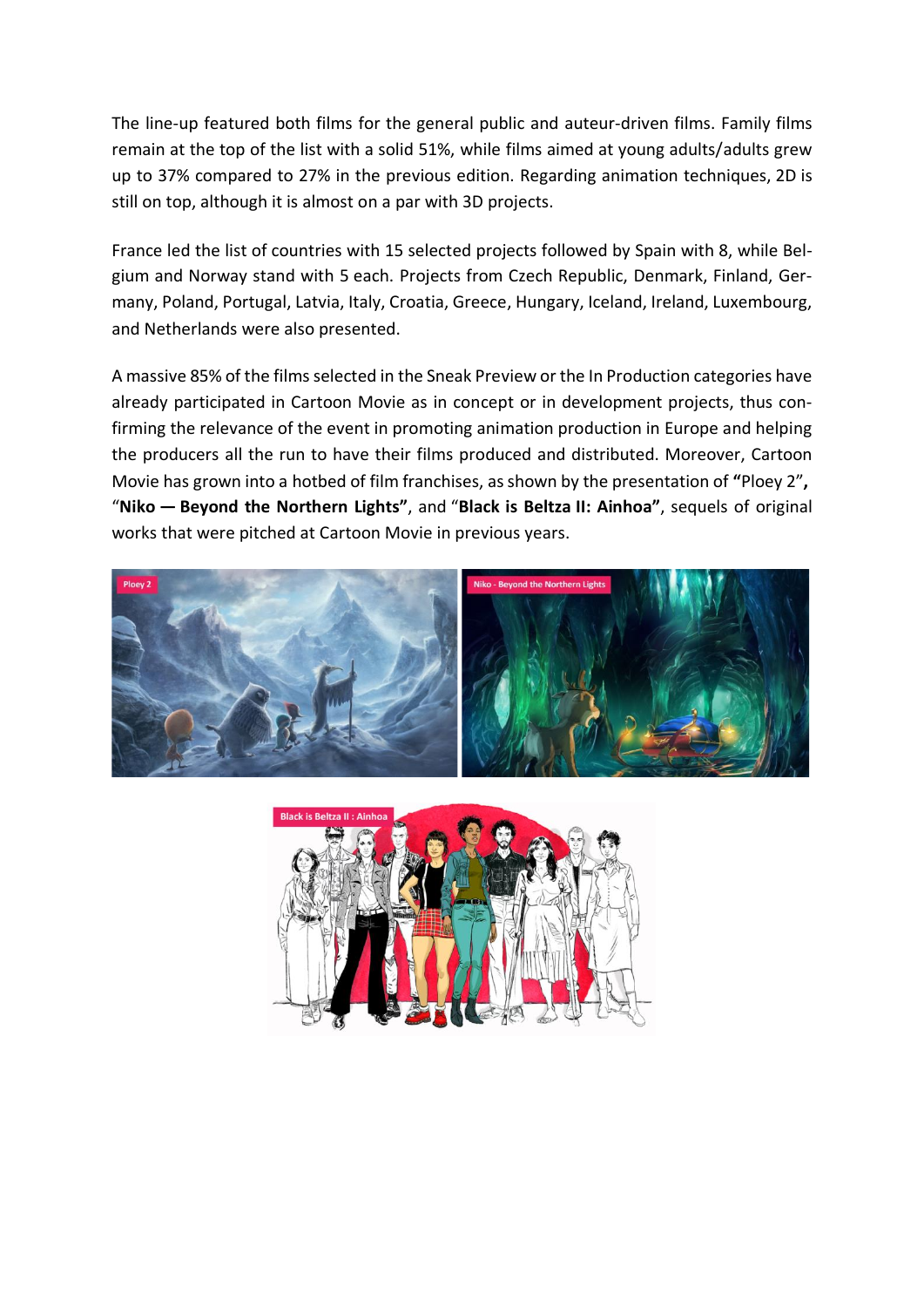The line-up featured both films for the general public and auteur-driven films. Family films remain at the top of the list with a solid 51%, while films aimed at young adults/adults grew up to 37% compared to 27% in the previous edition. Regarding animation techniques, 2D is still on top, although it is almost on a par with 3D projects.

France led the list of countries with 15 selected projects followed by Spain with 8, while Belgium and Norway stand with 5 each. Projects from Czech Republic, Denmark, Finland, Germany, Poland, Portugal, Latvia, Italy, Croatia, Greece, Hungary, Iceland, Ireland, Luxembourg, and Netherlands were also presented.

A massive 85% of the films selected in the Sneak Preview or the In Production categories have already participated in Cartoon Movie as in concept or in development projects, thus confirming the relevance of the event in promoting animation production in Europe and helping the producers all the run to have their films produced and distributed. Moreover, Cartoon Movie has grown into a hotbed of film franchises, as shown by the presentation of **"**Ploey 2"**,** "**Niko — Beyond the Northern Lights"**, and "**Black is Beltza II: Ainhoa"**, sequels of original works that were pitched at Cartoon Movie in previous years.

Ploey 2

Niko - Beyond the Northern Lights

Black is Beltza II : Ainhoa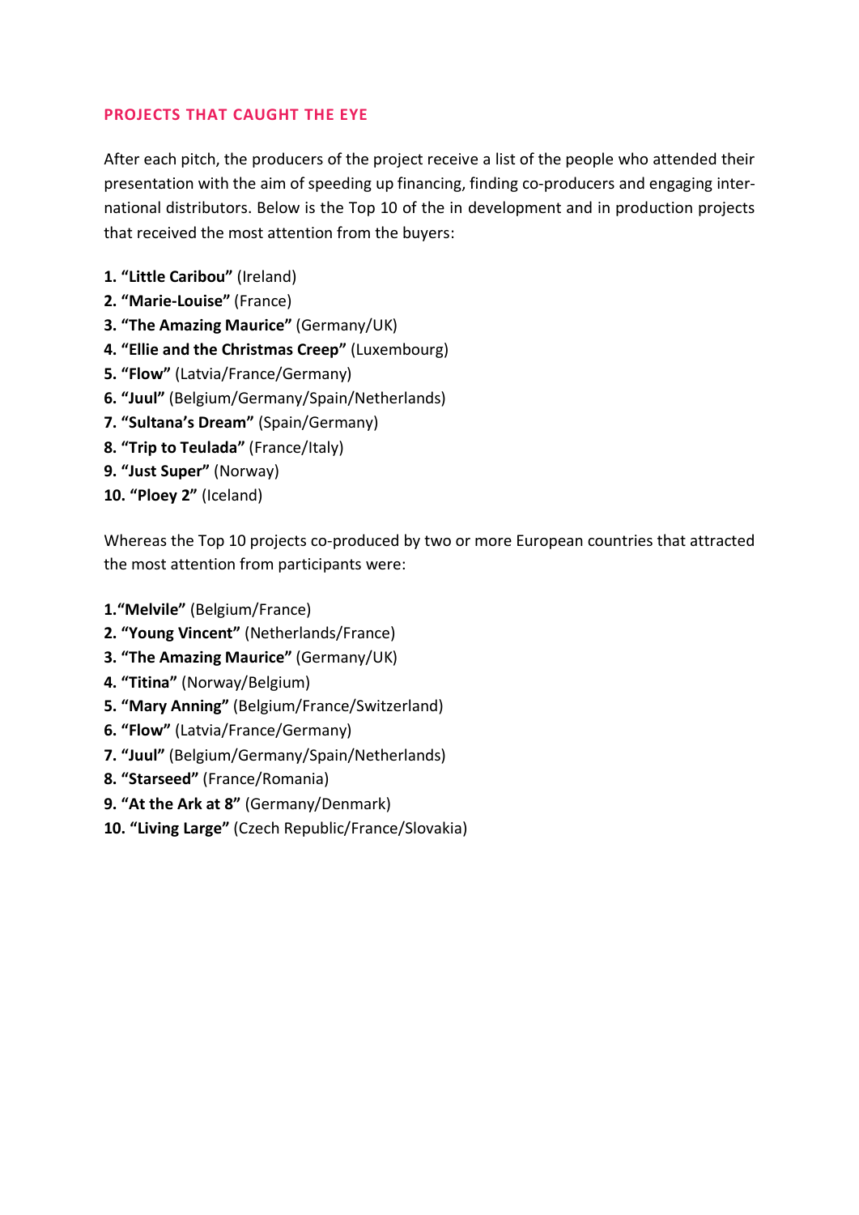## PROJECTS THAT CAUGHT THE EYE

After each pitch, the producers of the project receive a list of the people who attended their presentation with the aim of speeding up financing, finding co-producers and engaging international distributors. Below is the Top 10 of the in development and in production projects that received the most attention from the buyers:

1. **"Little Caribou"** (Ireland)
2. **"Marie-Louise"** (France)
3. **"The Amazing Maurice"** (Germany/UK)
4. **"Ellie and the Christmas Creep"** (Luxembourg)
5. **"Flow"** (Latvia/France/Germany)
6. **"Juul"** (Belgium/Germany/Spain/Netherlands)
7. **"Sultana's Dream"** (Spain/Germany)
8. **"Trip to Teulada"** (France/Italy)
9. **"Just Super"** (Norway)
10. **"Ploey 2"** (Iceland)

Whereas the Top 10 projects co-produced by two or more European countries that attracted the most attention from participants were:

1. **"Melvile"** (Belgium/France)
2. **"Young Vincent"** (Netherlands/France)
3. **"The Amazing Maurice"** (Germany/UK)
4. **"Titina"** (Norway/Belgium)
5. **"Mary Anning"** (Belgium/France/Switzerland)
6. **"Flow"** (Latvia/France/Germany)
7. **"Juul"** (Belgium/Germany/Spain/Netherlands)
8. **"Starseed"** (France/Romania)
9. **"At the Ark at 8"** (Germany/Denmark)
10. **"Living Large"** (Czech Republic/France/Slovakia)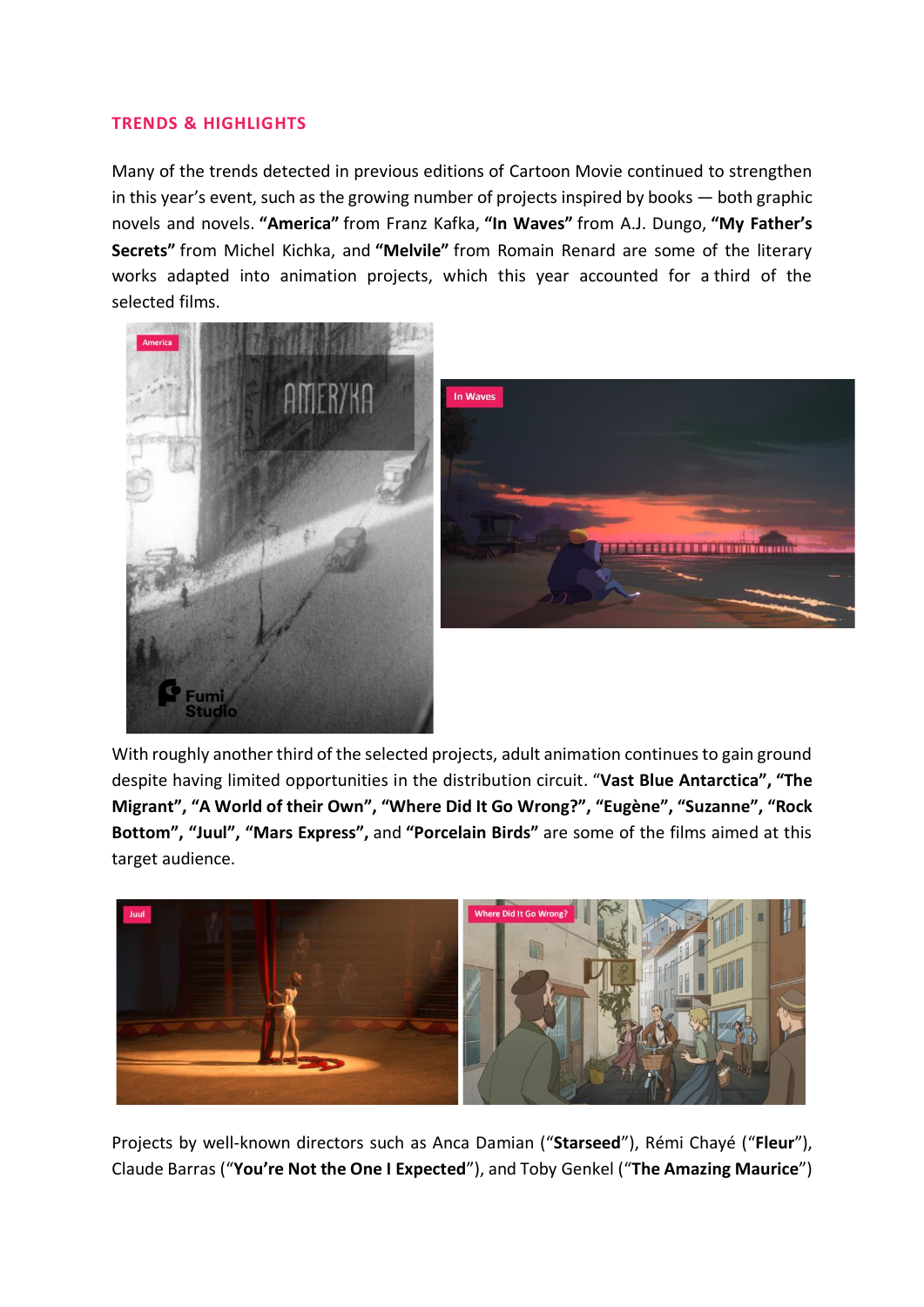## TRENDS & HIGHLIGHTS

Many of the trends detected in previous editions of Cartoon Movie continued to strengthen in this year's event, such as the growing number of projects inspired by books — both graphic novels and novels. **"America"** from Franz Kafka, **"In Waves"** from A.J. Dungo, **"My Father's Secrets"** from Michel Kichka, and **"Melvile"** from Romain Renard are some of the literary works adapted into animation projects, which this year accounted for a third of the selected films.

With roughly another third of the selected projects, adult animation continues to gain ground despite having limited opportunities in the distribution circuit. "**Vast Blue Antarctica", "The Migrant", "A World of their Own", "Where Did It Go Wrong?", "Eugène", "Suzanne", "Rock Bottom", "Juul", "Mars Express",** and **"Porcelain Birds"** are some of the films aimed at this target audience.

Projects by well-known directors such as Anca Damian ("**Starseed**"), Rémi Chayé ("**Fleur**"), Claude Barras ("**You're Not the One I Expected**"), and Toby Genkel ("**The Amazing Maurice**")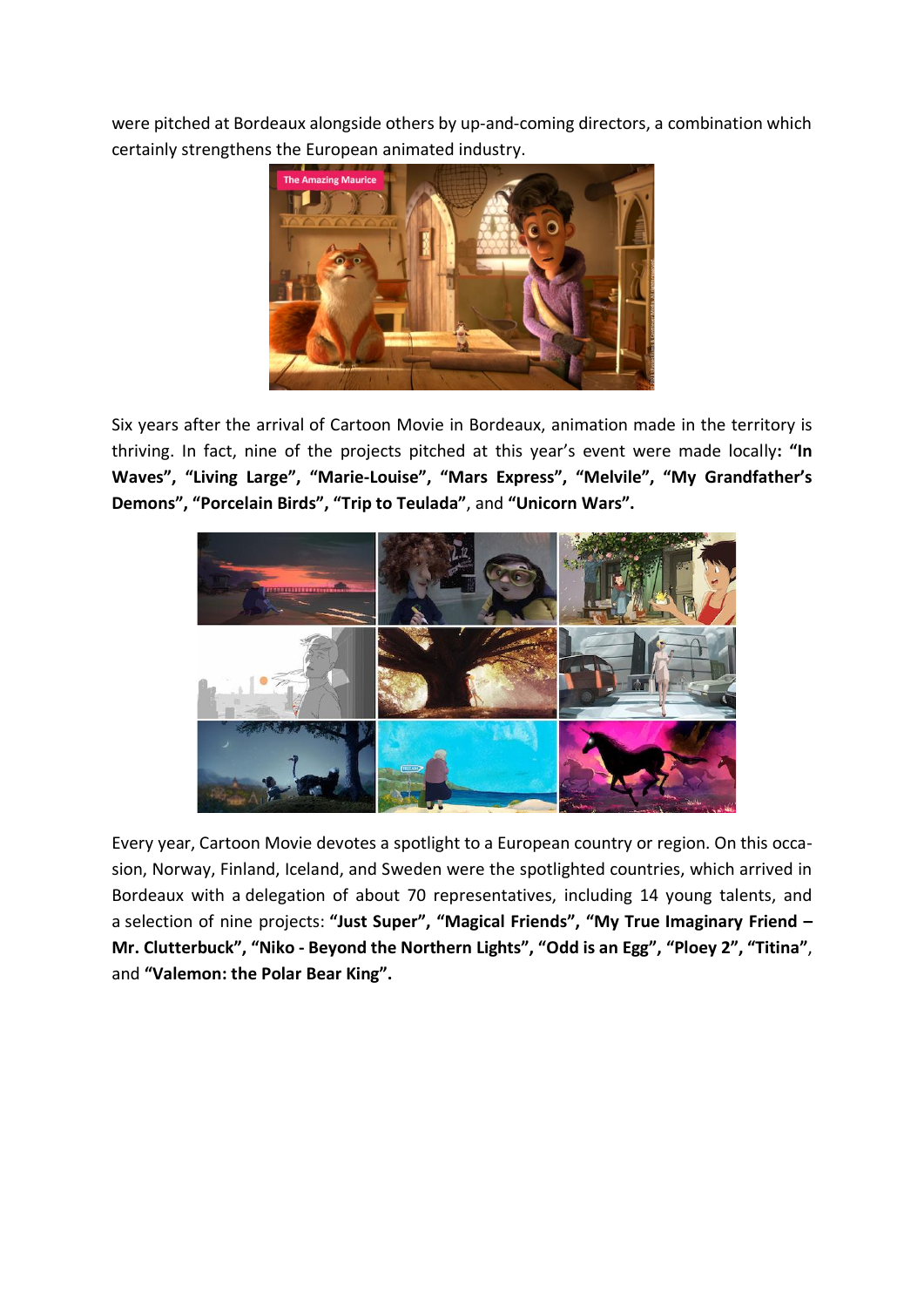were pitched at Bordeaux alongside others by up-and-coming directors, a combination which certainly strengthens the European animated industry.

Six years after the arrival of Cartoon Movie in Bordeaux, animation made in the territory is thriving. In fact, nine of the projects pitched at this year's event were made locally: **"In Waves", "Living Large", "Marie-Louise", "Mars Express", "Melvile", "My Grandfather's Demons", "Porcelain Birds", "Trip to Teulada"**, and **"Unicorn Wars".**

Every year, Cartoon Movie devotes a spotlight to a European country or region. On this occasion, Norway, Finland, Iceland, and Sweden were the spotlighted countries, which arrived in Bordeaux with a delegation of about 70 representatives, including 14 young talents, and a selection of nine projects: **"Just Super", "Magical Friends", "My True Imaginary Friend – Mr. Clutterbuck", "Niko - Beyond the Northern Lights", "Odd is an Egg", "Ploey 2", "Titina"**, and **"Valemon: the Polar Bear King".**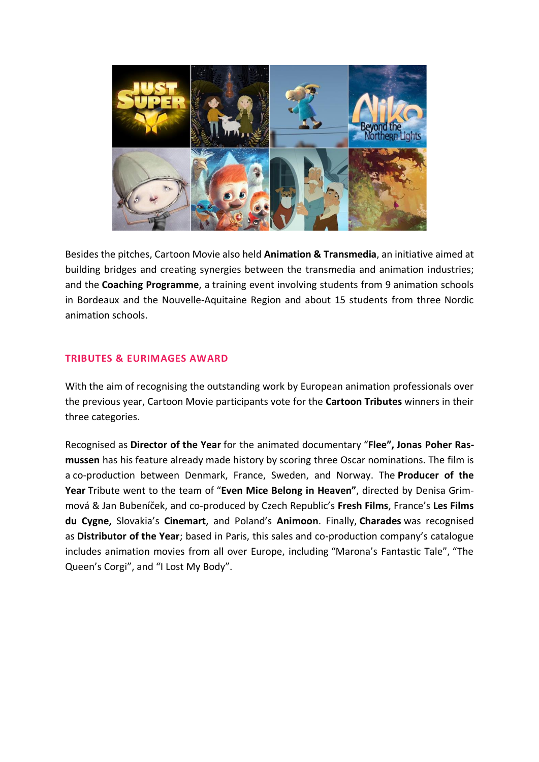Besides the pitches, Cartoon Movie also held **Animation & Transmedia**, an initiative aimed at building bridges and creating synergies between the transmedia and animation industries; and the **Coaching Programme**, a training event involving students from 9 animation schools in Bordeaux and the Nouvelle-Aquitaine Region and about 15 students from three Nordic animation schools.

## TRIBUTES & EURIMAGES AWARD

With the aim of recognising the outstanding work by European animation professionals over the previous year, Cartoon Movie participants vote for the **Cartoon Tributes** winners in their three categories.

Recognised as **Director of the Year** for the animated documentary "**Flee", Jonas Poher Rasmussen** has his feature already made history by scoring three Oscar nominations. The film is a co-production between Denmark, France, Sweden, and Norway. The **Producer of the Year** Tribute went to the team of "**Even Mice Belong in Heaven"**, directed by Denisa Grimmová & Jan Bubeníček, and co-produced by Czech Republic's **Fresh Films**, France's **Les Films du Cygne,** Slovakia's **Cinemart**, and Poland's **Animoon**. Finally, **Charades** was recognised as **Distributor of the Year**; based in Paris, this sales and co-production company's catalogue includes animation movies from all over Europe, including "Marona's Fantastic Tale", "The Queen's Corgi", and "I Lost My Body".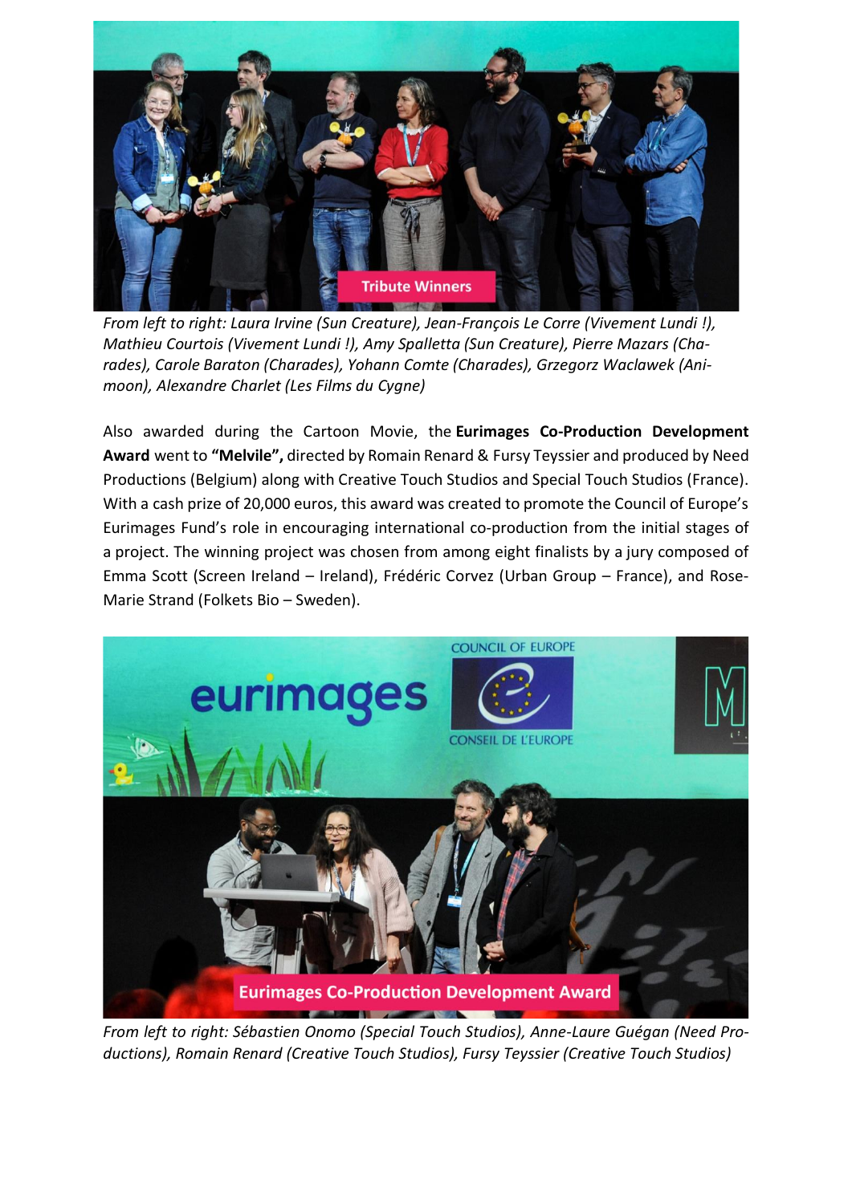*From left to right: Laura Irvine (Sun Creature), Jean-François Le Corre (Vivement Lundi !), Mathieu Courtois (Vivement Lundi !), Amy Spalletta (Sun Creature), Pierre Mazars (Charades), Carole Baraton (Charades), Yohann Comte (Charades), Grzegorz Waclawek (Animoon), Alexandre Charlet (Les Films du Cygne)*

Also awarded during the Cartoon Movie, the **Eurimages Co-Production Development Award** went to **"Melvile",** directed by Romain Renard & Fursy Teyssier and produced by Need Productions (Belgium) along with Creative Touch Studios and Special Touch Studios (France). With a cash prize of 20,000 euros, this award was created to promote the Council of Europe's Eurimages Fund's role in encouraging international co-production from the initial stages of a project. The winning project was chosen from among eight finalists by a jury composed of Emma Scott (Screen Ireland – Ireland), Frédéric Corvez (Urban Group – France), and Rose-Marie Strand (Folkets Bio – Sweden).

*From left to right: Sébastien Onomo (Special Touch Studios), Anne-Laure Guégan (Need Productions), Romain Renard (Creative Touch Studios), Fursy Teyssier (Creative Touch Studios)*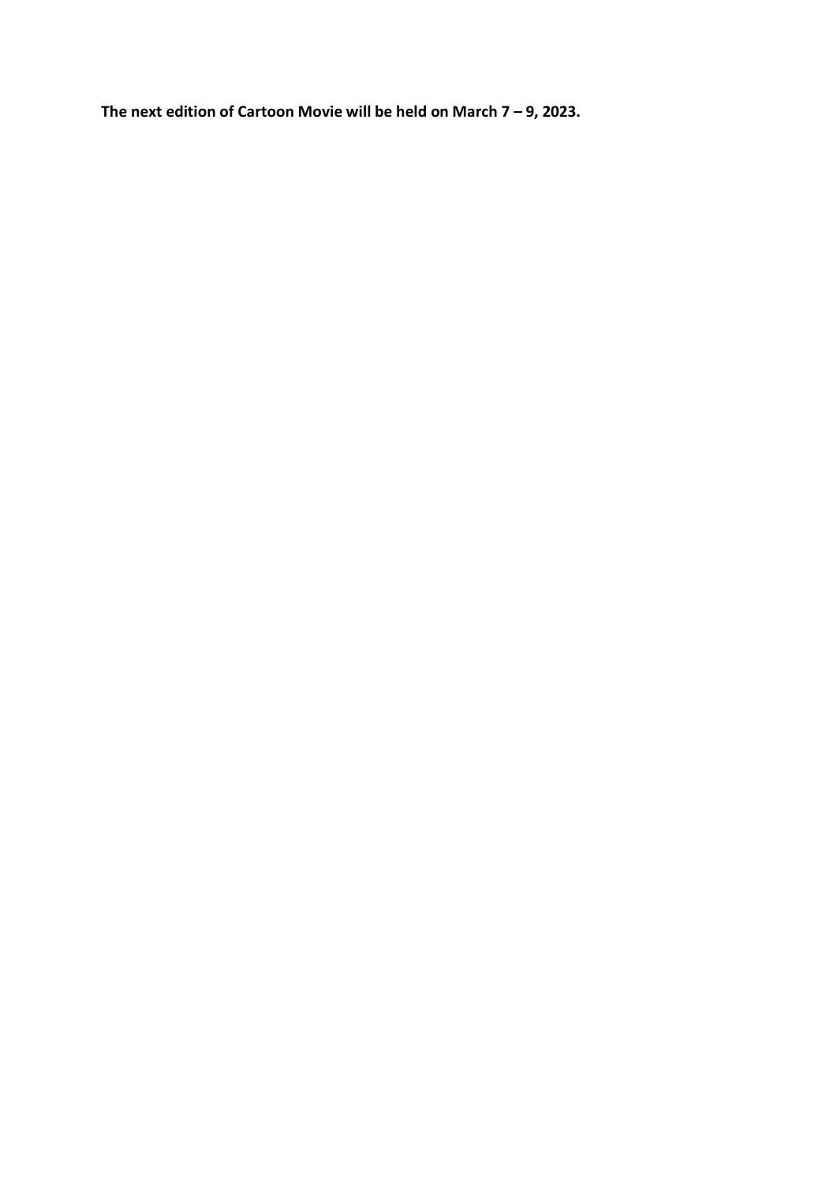**The next edition of Cartoon Movie will be held on March 7 – 9, 2023.**